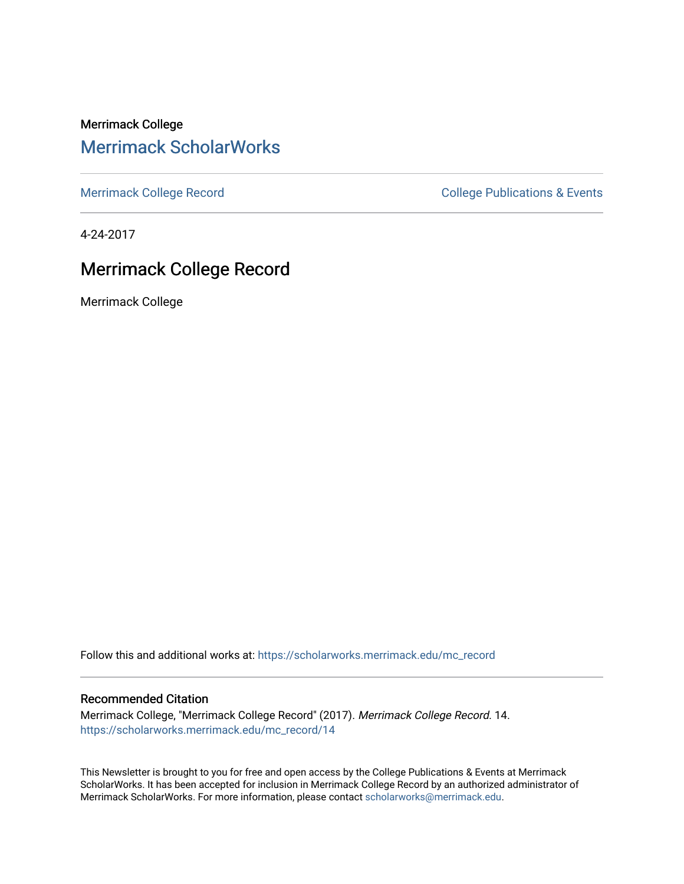Merrimack College

## Merrimack ScholarWorks

Merrimack College Record

College Publications & Events

4-24-2017

# Merrimack College Record

Merrimack College

Follow this and additional works at: https://scholarworks.merrimack.edu/mc_record

### Recommended Citation

Merrimack College, "Merrimack College Record" (2017). *Merrimack College Record*. 14.
https://scholarworks.merrimack.edu/mc_record/14

This Newsletter is brought to you for free and open access by the College Publications & Events at Merrimack ScholarWorks. It has been accepted for inclusion in Merrimack College Record by an authorized administrator of Merrimack ScholarWorks. For more information, please contact scholarworks@merrimack.edu.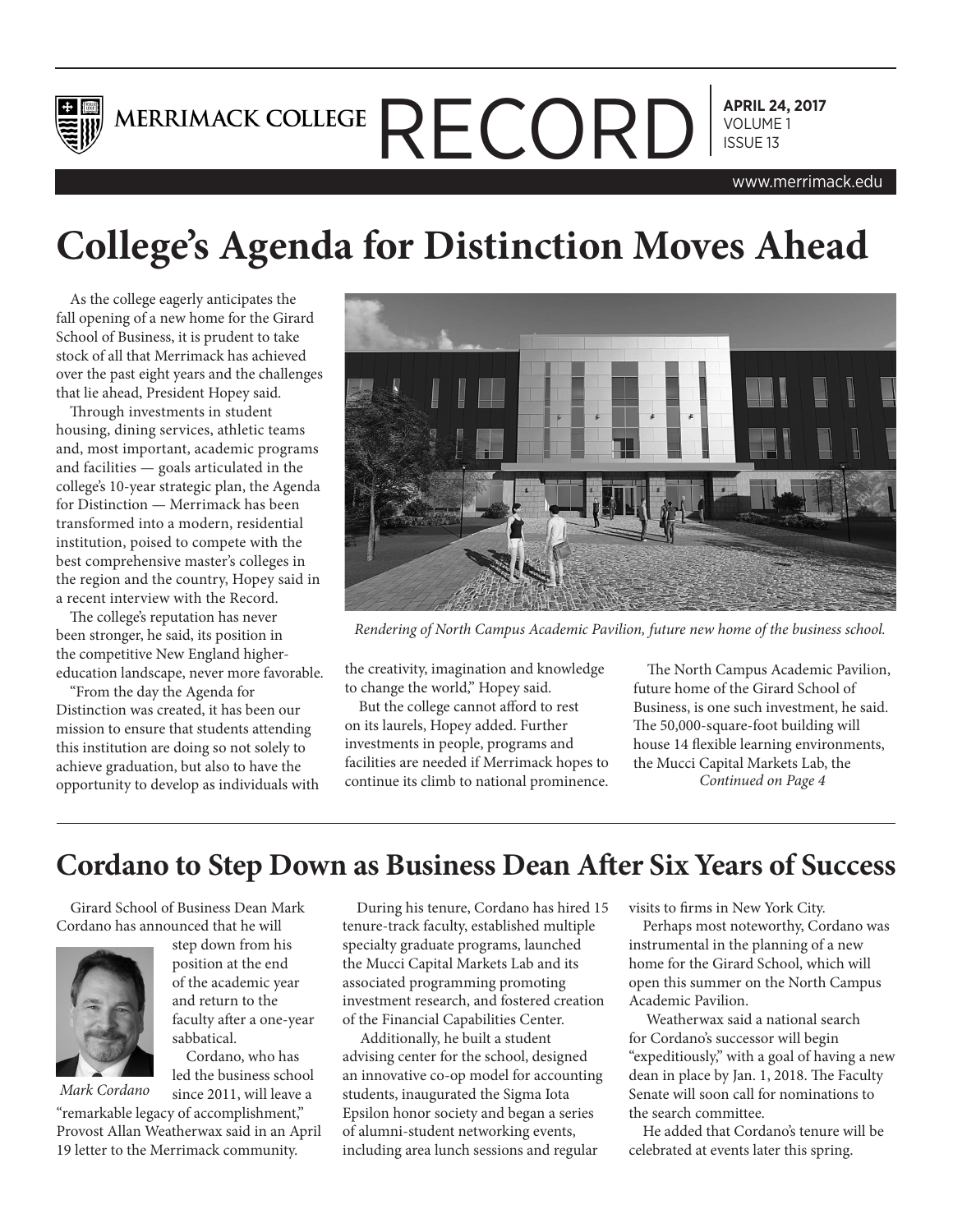# MERRIMACK COLLEGE RECORD

**APRIL 24, 2017**
VOLUME 1
ISSUE 13

www.merrimack.edu

# College's Agenda for Distinction Moves Ahead

As the college eagerly anticipates the fall opening of a new home for the Girard School of Business, it is prudent to take stock of all that Merrimack has achieved over the past eight years and the challenges that lie ahead, President Hopey said.

Through investments in student housing, dining services, athletic teams and, most important, academic programs and facilities — goals articulated in the college's 10-year strategic plan, the Agenda for Distinction — Merrimack has been transformed into a modern, residential institution, poised to compete with the best comprehensive master's colleges in the region and the country, Hopey said in a recent interview with the Record.

The college's reputation has never been stronger, he said, its position in the competitive New England higher-education landscape, never more favorable.

"From the day the Agenda for Distinction was created, it has been our mission to ensure that students attending this institution are doing so not solely to achieve graduation, but also to have the opportunity to develop as individuals with the creativity, imagination and knowledge to change the world," Hopey said.

But the college cannot afford to rest on its laurels, Hopey added. Further investments in people, programs and facilities are needed if Merrimack hopes to continue its climb to national prominence.

The North Campus Academic Pavilion, future home of the Girard School of Business, is one such investment, he said. The 50,000-square-foot building will house 14 flexible learning environments, the Mucci Capital Markets Lab, the

*Continued on Page 4*

*Rendering of North Campus Academic Pavilion, future new home of the business school.*

## Cordano to Step Down as Business Dean After Six Years of Success

Girard School of Business Dean Mark Cordano has announced that he will step down from his position at the end of the academic year and return to the faculty after a one-year sabbatical.

*Mark Cordano*

Cordano, who has led the business school since 2011, will leave a "remarkable legacy of accomplishment," Provost Allan Weatherwax said in an April 19 letter to the Merrimack community.

During his tenure, Cordano has hired 15 tenure-track faculty, established multiple specialty graduate programs, launched the Mucci Capital Markets Lab and its associated programming promoting investment research, and fostered creation of the Financial Capabilities Center.

Additionally, he built a student advising center for the school, designed an innovative co-op model for accounting students, inaugurated the Sigma Iota Epsilon honor society and began a series of alumni-student networking events, including area lunch sessions and regular visits to firms in New York City.

Perhaps most noteworthy, Cordano was instrumental in the planning of a new home for the Girard School, which will open this summer on the North Campus Academic Pavilion.

Weatherwax said a national search for Cordano's successor will begin "expeditiously," with a goal of having a new dean in place by Jan. 1, 2018. The Faculty Senate will soon call for nominations to the search committee.

He added that Cordano's tenure will be celebrated at events later this spring.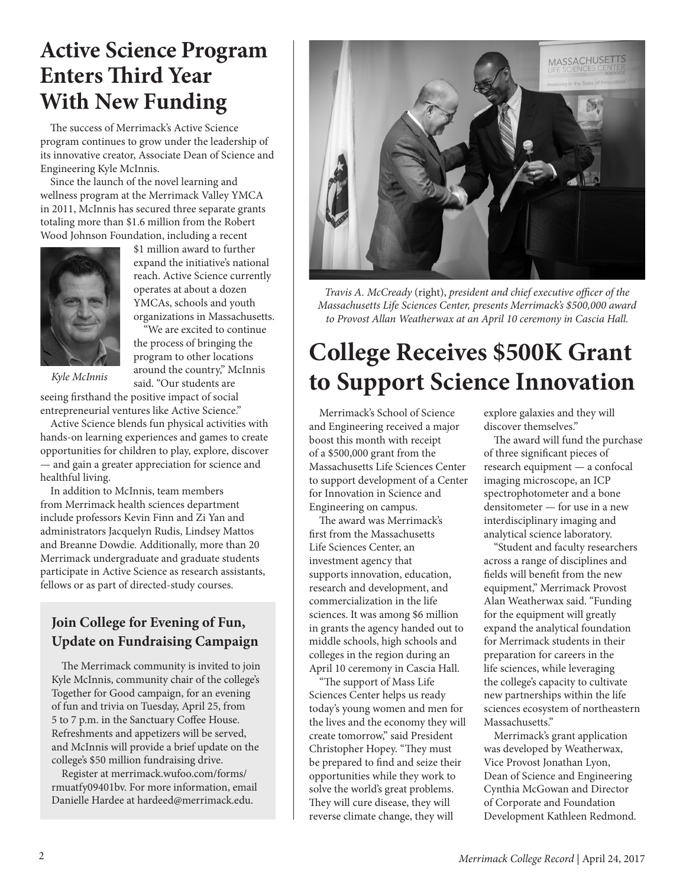# Active Science Program Enters Third Year With New Funding

The success of Merrimack's Active Science program continues to grow under the leadership of its innovative creator, Associate Dean of Science and Engineering Kyle McInnis.

Since the launch of the novel learning and wellness program at the Merrimack Valley YMCA in 2011, McInnis has secured three separate grants totaling more than $1.6 million from the Robert Wood Johnson Foundation, including a recent $1 million award to further expand the initiative's national reach. Active Science currently operates at about a dozen YMCAs, schools and youth organizations in Massachusetts.

*Kyle McInnis*

"We are excited to continue the process of bringing the program to other locations around the country," McInnis said. "Our students are seeing firsthand the positive impact of social entrepreneurial ventures like Active Science."

Active Science blends fun physical activities with hands-on learning experiences and games to create opportunities for children to play, explore, discover — and gain a greater appreciation for science and healthful living.

In addition to McInnis, team members from Merrimack health sciences department include professors Kevin Finn and Zi Yan and administrators Jacquelyn Rudis, Lindsey Mattos and Breanne Dowdie. Additionally, more than 20 Merrimack undergraduate and graduate students participate in Active Science as research assistants, fellows or as part of directed-study courses.

### Join College for Evening of Fun, Update on Fundraising Campaign

The Merrimack community is invited to join Kyle McInnis, community chair of the college's Together for Good campaign, for an evening of fun and trivia on Tuesday, April 25, from 5 to 7 p.m. in the Sanctuary Coffee House. Refreshments and appetizers will be served, and McInnis will provide a brief update on the college's $50 million fundraising drive.

Register at merrimack.wufoo.com/forms/rmuatfy09401bv. For more information, email Danielle Hardee at hardeed@merrimack.edu.

*Travis A. McCready (right), president and chief executive officer of the Massachusetts Life Sciences Center, presents Merrimack's $500,000 award to Provost Allan Weatherwax at an April 10 ceremony in Cascia Hall.*

# College Receives $500K Grant to Support Science Innovation

Merrimack's School of Science and Engineering received a major boost this month with receipt of a $500,000 grant from the Massachusetts Life Sciences Center to support development of a Center for Innovation in Science and Engineering on campus.

The award was Merrimack's first from the Massachusetts Life Sciences Center, an investment agency that supports innovation, education, research and development, and commercialization in the life sciences. It was among $6 million in grants the agency handed out to middle schools, high schools and colleges in the region during an April 10 ceremony in Cascia Hall.

"The support of Mass Life Sciences Center helps us ready today's young women and men for the lives and the economy they will create tomorrow," said President Christopher Hopey. "They must be prepared to find and seize their opportunities while they work to solve the world's great problems. They will cure disease, they will reverse climate change, they will explore galaxies and they will discover themselves."

The award will fund the purchase of three significant pieces of research equipment — a confocal imaging microscope, an ICP spectrophotometer and a bone densitometer — for use in a new interdisciplinary imaging and analytical science laboratory.

"Student and faculty researchers across a range of disciplines and fields will benefit from the new equipment," Merrimack Provost Alan Weatherwax said. "Funding for the equipment will greatly expand the analytical foundation for Merrimack students in their preparation for careers in the life sciences, while leveraging the college's capacity to cultivate new partnerships within the life sciences ecosystem of northeastern Massachusetts."

Merrimack's grant application was developed by Weatherwax, Vice Provost Jonathan Lyon, Dean of Science and Engineering Cynthia McGowan and Director of Corporate and Foundation Development Kathleen Redmond.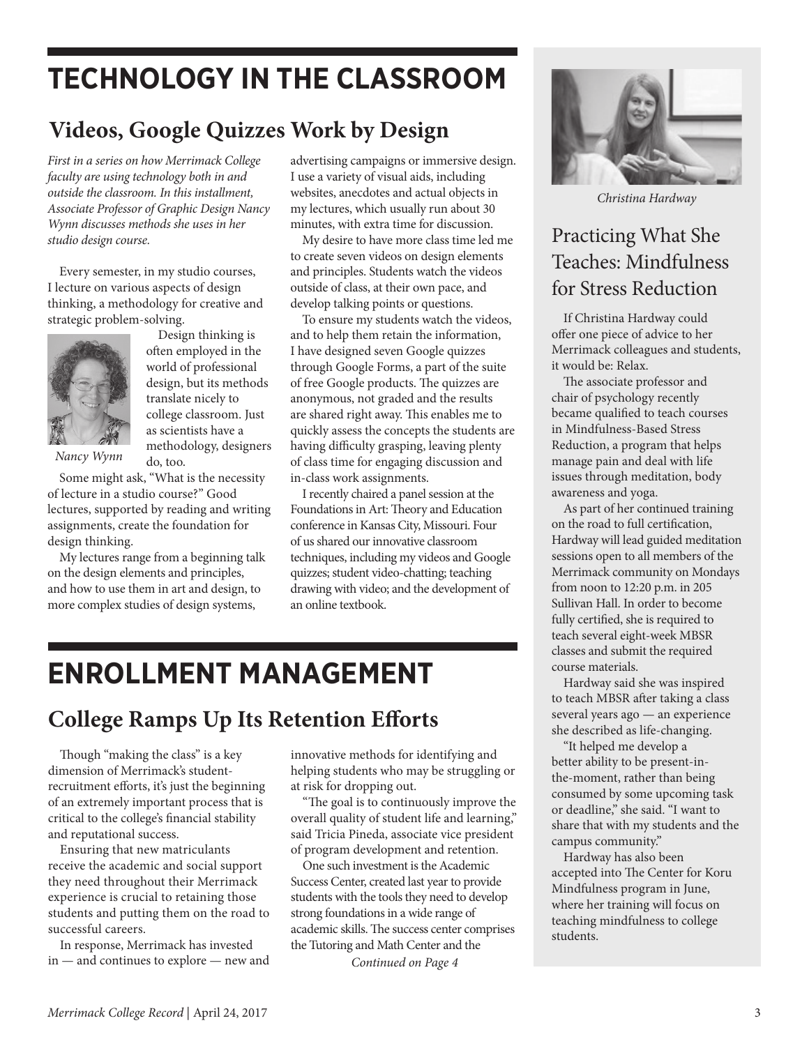# TECHNOLOGY IN THE CLASSROOM

## Videos, Google Quizzes Work by Design

*First in a series on how Merrimack College faculty are using technology both in and outside the classroom. In this installment, Associate Professor of Graphic Design Nancy Wynn discusses methods she uses in her studio design course.*

Every semester, in my studio courses, I lecture on various aspects of design thinking, a methodology for creative and strategic problem-solving.

Nancy Wynn

Design thinking is often employed in the world of professional design, but its methods translate nicely to college classroom. Just as scientists have a methodology, designers do, too.

Some might ask, "What is the necessity of lecture in a studio course?" Good lectures, supported by reading and writing assignments, create the foundation for design thinking.

My lectures range from a beginning talk on the design elements and principles, and how to use them in art and design, to more complex studies of design systems, advertising campaigns or immersive design. I use a variety of visual aids, including websites, anecdotes and actual objects in my lectures, which usually run about 30 minutes, with extra time for discussion.

My desire to have more class time led me to create seven videos on design elements and principles. Students watch the videos outside of class, at their own pace, and develop talking points or questions.

To ensure my students watch the videos, and to help them retain the information, I have designed seven Google quizzes through Google Forms, a part of the suite of free Google products. The quizzes are anonymous, not graded and the results are shared right away. This enables me to quickly assess the concepts the students are having difficulty grasping, leaving plenty of class time for engaging discussion and in-class work assignments.

I recently chaired a panel session at the Foundations in Art: Theory and Education conference in Kansas City, Missouri. Four of us shared our innovative classroom techniques, including my videos and Google quizzes; student video-chatting; teaching drawing with video; and the development of an online textbook.

# ENROLLMENT MANAGEMENT

## College Ramps Up Its Retention Efforts

Though "making the class" is a key dimension of Merrimack's student-recruitment efforts, it's just the beginning of an extremely important process that is critical to the college's financial stability and reputational success.

Ensuring that new matriculants receive the academic and social support they need throughout their Merrimack experience is crucial to retaining those students and putting them on the road to successful careers.

In response, Merrimack has invested in — and continues to explore — new and innovative methods for identifying and helping students who may be struggling or at risk for dropping out.

"The goal is to continuously improve the overall quality of student life and learning," said Tricia Pineda, associate vice president of program development and retention.

One such investment is the Academic Success Center, created last year to provide students with the tools they need to develop strong foundations in a wide range of academic skills. The success center comprises the Tutoring and Math Center and the

*Continued on Page 4*

---

Christina Hardway

## Practicing What She Teaches: Mindfulness for Stress Reduction

If Christina Hardway could offer one piece of advice to her Merrimack colleagues and students, it would be: Relax.

The associate professor and chair of psychology recently became qualified to teach courses in Mindfulness-Based Stress Reduction, a program that helps manage pain and deal with life issues through meditation, body awareness and yoga.

As part of her continued training on the road to full certification, Hardway will lead guided meditation sessions open to all members of the Merrimack community on Mondays from noon to 12:20 p.m. in 205 Sullivan Hall. In order to become fully certified, she is required to teach several eight-week MBSR classes and submit the required course materials.

Hardway said she was inspired to teach MBSR after taking a class several years ago — an experience she described as life-changing.

"It helped me develop a better ability to be present-in-the-moment, rather than being consumed by some upcoming task or deadline," she said. "I want to share that with my students and the campus community."

Hardway has also been accepted into The Center for Koru Mindfulness program in June, where her training will focus on teaching mindfulness to college students.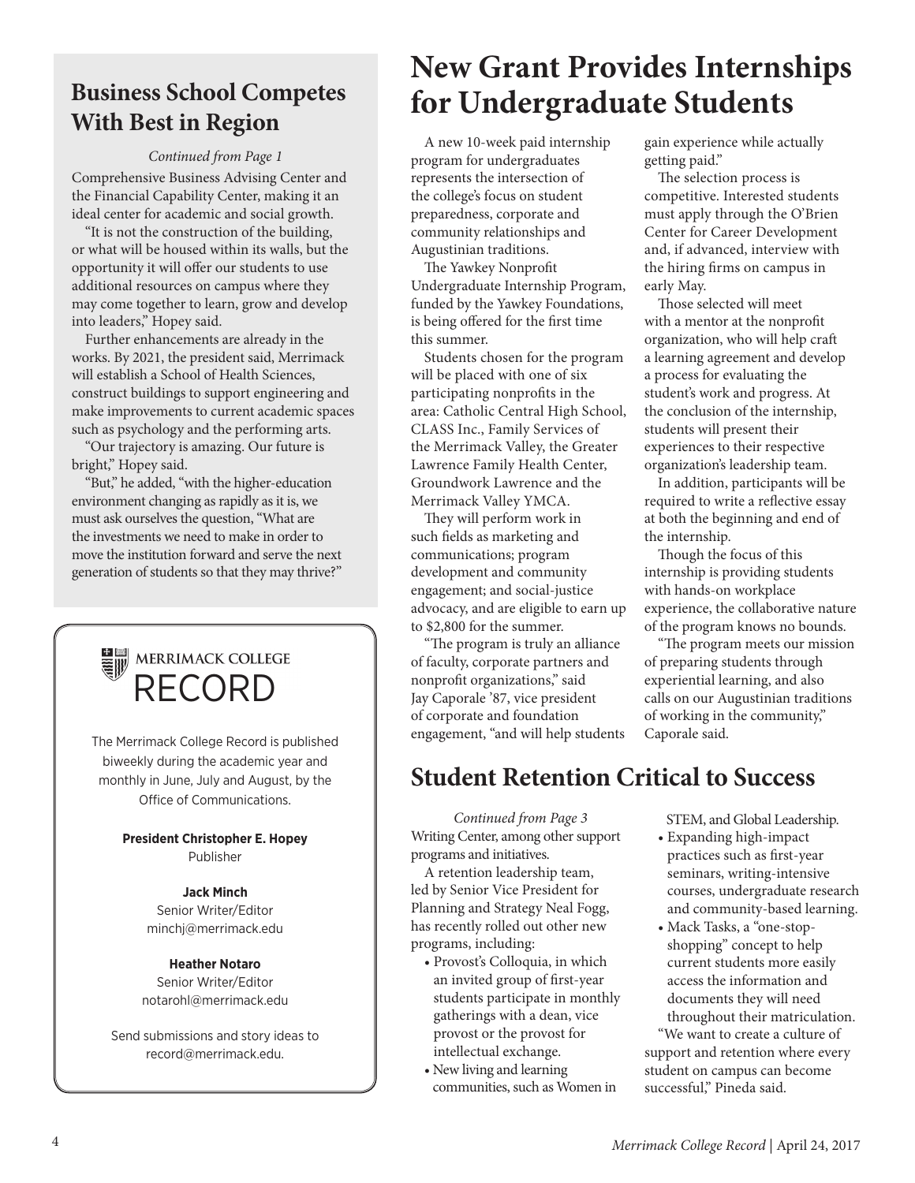## Business School Competes With Best in Region

*Continued from Page 1*

Comprehensive Business Advising Center and the Financial Capability Center, making it an ideal center for academic and social growth.

"It is not the construction of the building, or what will be housed within its walls, but the opportunity it will offer our students to use additional resources on campus where they may come together to learn, grow and develop into leaders," Hopey said.

Further enhancements are already in the works. By 2021, the president said, Merrimack will establish a School of Health Sciences, construct buildings to support engineering and make improvements to current academic spaces such as psychology and the performing arts.

"Our trajectory is amazing. Our future is bright," Hopey said.

"But," he added, "with the higher-education environment changing as rapidly as it is, we must ask ourselves the question, "What are the investments we need to make in order to move the institution forward and serve the next generation of students so that they may thrive?"

MERRIMACK COLLEGE

RECORD

The Merrimack College Record is published biweekly during the academic year and monthly in June, July and August, by the Office of Communications.

**President Christopher E. Hopey**
Publisher

**Jack Minch**
Senior Writer/Editor
minchj@merrimack.edu

**Heather Notaro**
Senior Writer/Editor
notarohl@merrimack.edu

Send submissions and story ideas to record@merrimack.edu.

# New Grant Provides Internships for Undergraduate Students

A new 10-week paid internship program for undergraduates represents the intersection of the college's focus on student preparedness, corporate and community relationships and Augustinian traditions.

The Yawkey Nonprofit Undergraduate Internship Program, funded by the Yawkey Foundations, is being offered for the first time this summer.

Students chosen for the program will be placed with one of six participating nonprofits in the area: Catholic Central High School, CLASS Inc., Family Services of the Merrimack Valley, the Greater Lawrence Family Health Center, Groundwork Lawrence and the Merrimack Valley YMCA.

They will perform work in such fields as marketing and communications; program development and community engagement; and social-justice advocacy, and are eligible to earn up to $2,800 for the summer.

"The program is truly an alliance of faculty, corporate partners and nonprofit organizations," said Jay Caporale '87, vice president of corporate and foundation engagement, "and will help students gain experience while actually getting paid."

The selection process is competitive. Interested students must apply through the O'Brien Center for Career Development and, if advanced, interview with the hiring firms on campus in early May.

Those selected will meet with a mentor at the nonprofit organization, who will help craft a learning agreement and develop a process for evaluating the student's work and progress. At the conclusion of the internship, students will present their experiences to their respective organization's leadership team.

In addition, participants will be required to write a reflective essay at both the beginning and end of the internship.

Though the focus of this internship is providing students with hands-on workplace experience, the collaborative nature of the program knows no bounds.

"The program meets our mission of preparing students through experiential learning, and also calls on our Augustinian traditions of working in the community," Caporale said.

## Student Retention Critical to Success

*Continued from Page 3*

Writing Center, among other support programs and initiatives.

A retention leadership team, led by Senior Vice President for Planning and Strategy Neal Fogg, has recently rolled out other new programs, including:

- Provost's Colloquia, in which an invited group of first-year students participate in monthly gatherings with a dean, vice provost or the provost for intellectual exchange.
- New living and learning communities, such as Women in STEM, and Global Leadership.
- Expanding high-impact practices such as first-year seminars, writing-intensive courses, undergraduate research and community-based learning.
- Mack Tasks, a "one-stop-shopping" concept to help current students more easily access the information and documents they will need throughout their matriculation.

"We want to create a culture of support and retention where every student on campus can become successful," Pineda said.